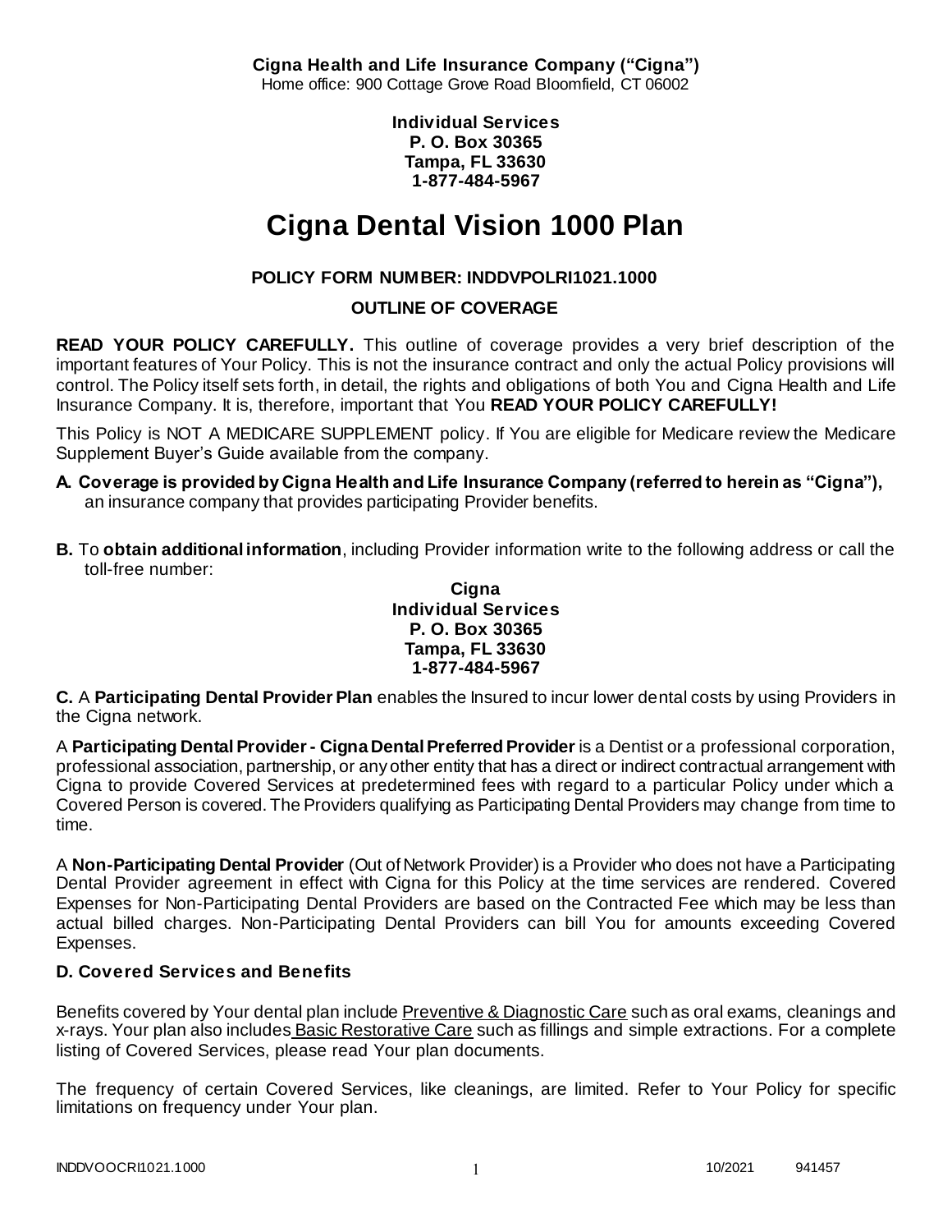**Cigna Health and Life Insurance Company ("Cigna")**
Home office: 900 Cottage Grove Road Bloomfield, CT 06002

**Individual Services**
**P. O. Box 30365**
**Tampa, FL 33630**
**1-877-484-5967**

# Cigna Dental Vision 1000 Plan

**POLICY FORM NUMBER: INDDVPOLRI1021.1000**

**OUTLINE OF COVERAGE**

**READ YOUR POLICY CAREFULLY.** This outline of coverage provides a very brief description of the important features of Your Policy. This is not the insurance contract and only the actual Policy provisions will control. The Policy itself sets forth, in detail, the rights and obligations of both You and Cigna Health and Life Insurance Company. It is, therefore, important that You **READ YOUR POLICY CAREFULLY!**

This Policy is NOT A MEDICARE SUPPLEMENT policy. If You are eligible for Medicare review the Medicare Supplement Buyer's Guide available from the company.

**A. Coverage is provided by Cigna Health and Life Insurance Company (referred to herein as "Cigna"),** an insurance company that provides participating Provider benefits.

**B.** To **obtain additional information**, including Provider information write to the following address or call the toll-free number:

**Cigna**
**Individual Services**
**P. O. Box 30365**
**Tampa, FL 33630**
**1-877-484-5967**

**C.** A **Participating Dental Provider Plan** enables the Insured to incur lower dental costs by using Providers in the Cigna network.

A **Participating Dental Provider - Cigna Dental Preferred Provider** is a Dentist or a professional corporation, professional association, partnership, or any other entity that has a direct or indirect contractual arrangement with Cigna to provide Covered Services at predetermined fees with regard to a particular Policy under which a Covered Person is covered. The Providers qualifying as Participating Dental Providers may change from time to time.

A **Non-Participating Dental Provider** (Out of Network Provider) is a Provider who does not have a Participating Dental Provider agreement in effect with Cigna for this Policy at the time services are rendered. Covered Expenses for Non-Participating Dental Providers are based on the Contracted Fee which may be less than actual billed charges. Non-Participating Dental Providers can bill You for amounts exceeding Covered Expenses.

**D. Covered Services and Benefits**

Benefits covered by Your dental plan include Preventive & Diagnostic Care such as oral exams, cleanings and x-rays. Your plan also includes Basic Restorative Care such as fillings and simple extractions. For a complete listing of Covered Services, please read Your plan documents.

The frequency of certain Covered Services, like cleanings, are limited. Refer to Your Policy for specific limitations on frequency under Your plan.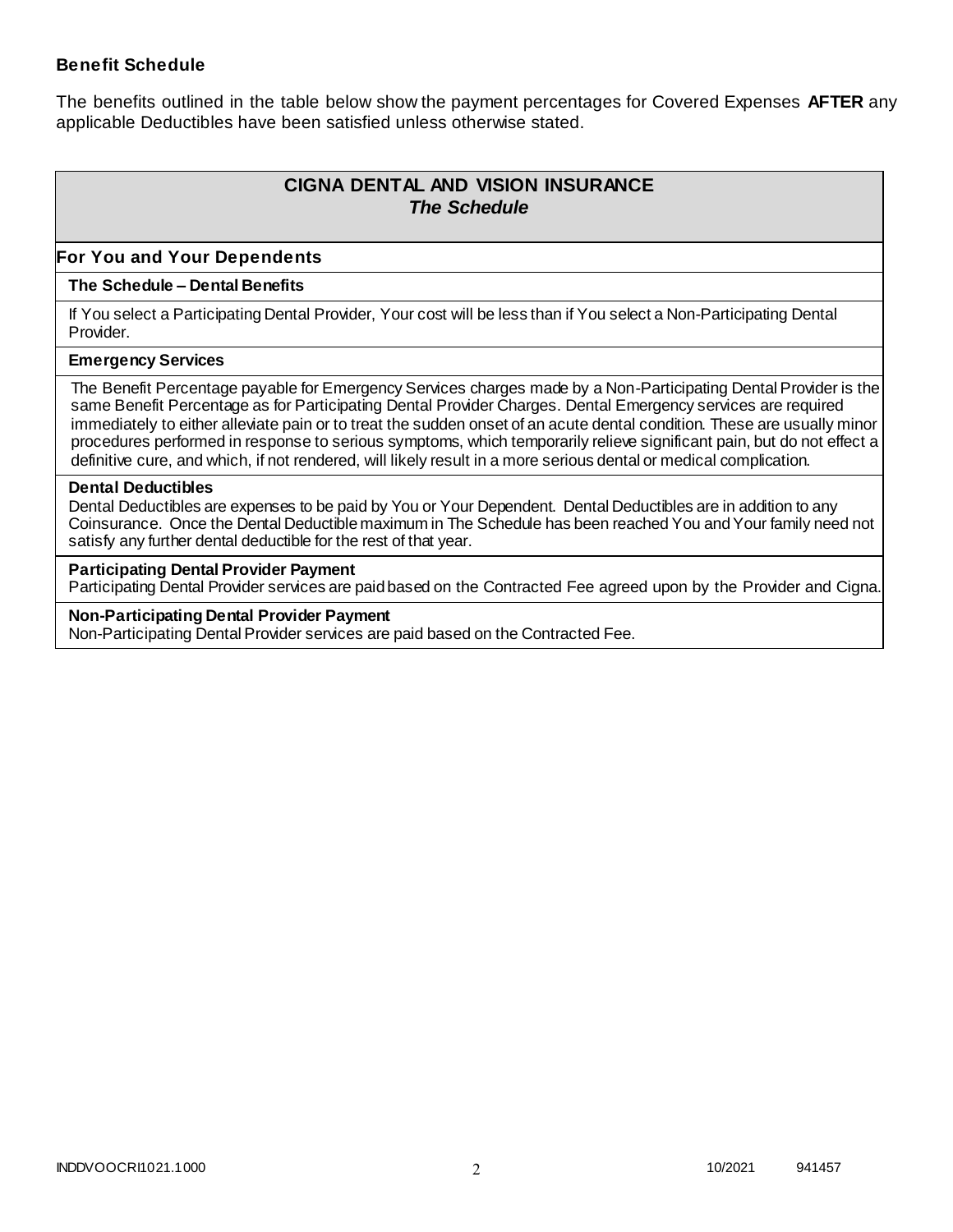**Benefit Schedule**

The benefits outlined in the table below show the payment percentages for Covered Expenses **AFTER** any applicable Deductibles have been satisfied unless otherwise stated.

| **CIGNA DENTAL AND VISION INSURANCE** *The Schedule* |
| --- |
| **For You and Your Dependents** |
| **The Schedule – Dental Benefits** |
| If You select a Participating Dental Provider, Your cost will be less than if You select a Non-Participating Dental Provider. |
| **Emergency Services** |
| The Benefit Percentage payable for Emergency Services charges made by a Non-Participating Dental Provider is the same Benefit Percentage as for Participating Dental Provider Charges. Dental Emergency services are required immediately to either alleviate pain or to treat the sudden onset of an acute dental condition. These are usually minor procedures performed in response to serious symptoms, which temporarily relieve significant pain, but do not effect a definitive cure, and which, if not rendered, will likely result in a more serious dental or medical complication. |
| **Dental Deductibles** Dental Deductibles are expenses to be paid by You or Your Dependent. Dental Deductibles are in addition to any Coinsurance. Once the Dental Deductible maximum in The Schedule has been reached You and Your family need not satisfy any further dental deductible for the rest of that year. |
| **Participating Dental Provider Payment** Participating Dental Provider services are paid based on the Contracted Fee agreed upon by the Provider and Cigna. |
| **Non-Participating Dental Provider Payment** Non-Participating Dental Provider services are paid based on the Contracted Fee. |

INDDVOOCRI1021.1000 10/2021 941457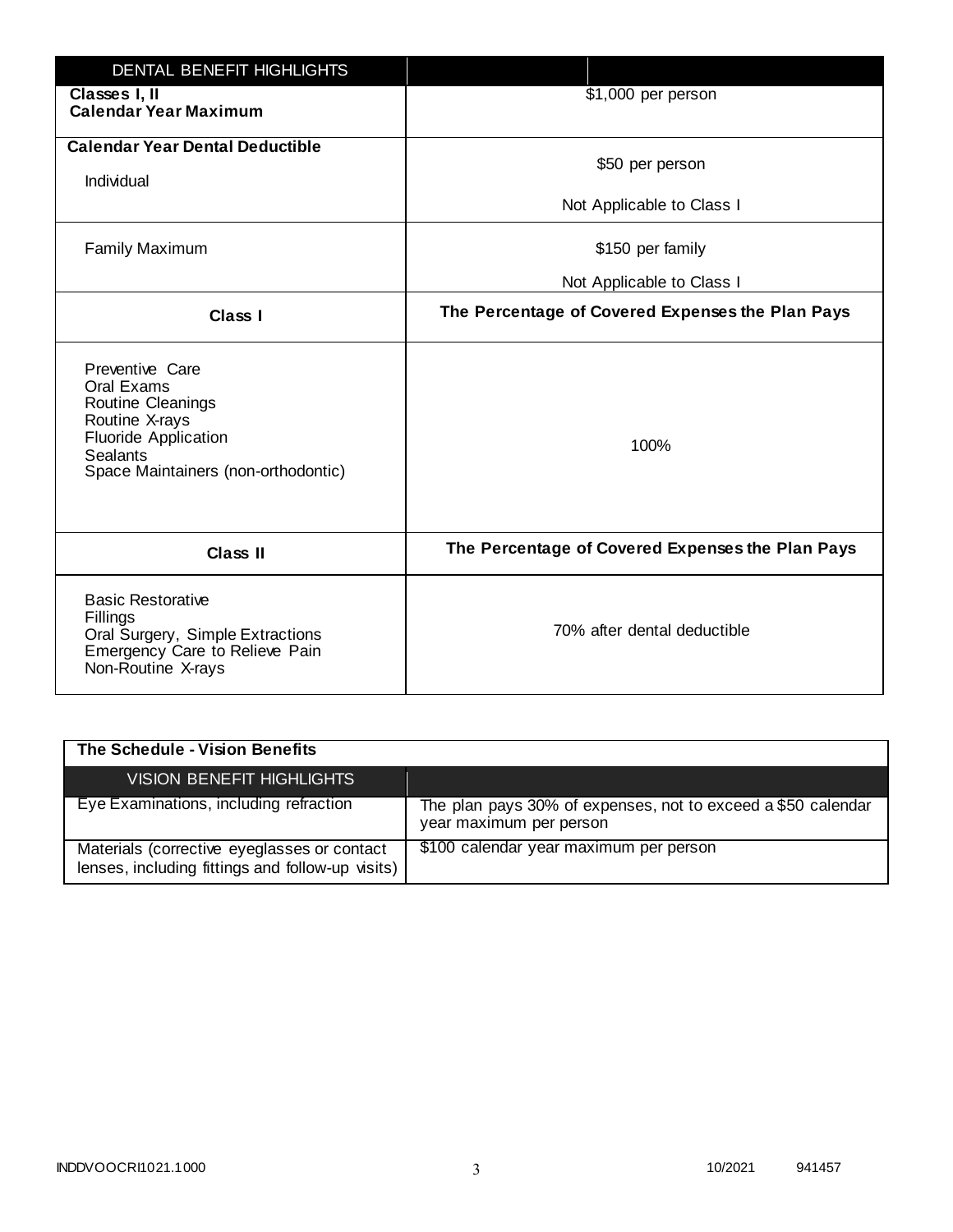| DENTAL BENEFIT HIGHLIGHTS | |
| --- | --- |
| **Classes I, II Calendar Year Maximum** | $1,000 per person |
| **Calendar Year Dental Deductible**<br>Individual | $50 per person<br>Not Applicable to Class I |
| Family Maximum | $150 per family<br>Not Applicable to Class I |
| **Class I** | **The Percentage of Covered Expenses the Plan Pays** |
| Preventive Care<br>Oral Exams<br>Routine Cleanings<br>Routine X-rays<br>Fluoride Application<br>Sealants<br>Space Maintainers (non-orthodontic) | 100% |
| **Class II** | **The Percentage of Covered Expenses the Plan Pays** |
| Basic Restorative<br>Fillings<br>Oral Surgery, Simple Extractions<br>Emergency Care to Relieve Pain<br>Non-Routine X-rays | 70% after dental deductible |

**The Schedule - Vision Benefits**

| VISION BENEFIT HIGHLIGHTS | |
| --- | --- |
| Eye Examinations, including refraction | The plan pays 30% of expenses, not to exceed a $50 calendar year maximum per person |
| Materials (corrective eyeglasses or contact lenses, including fittings and follow-up visits) | $100 calendar year maximum per person |

INDDVOOCRI1021.1000 10/2021 941457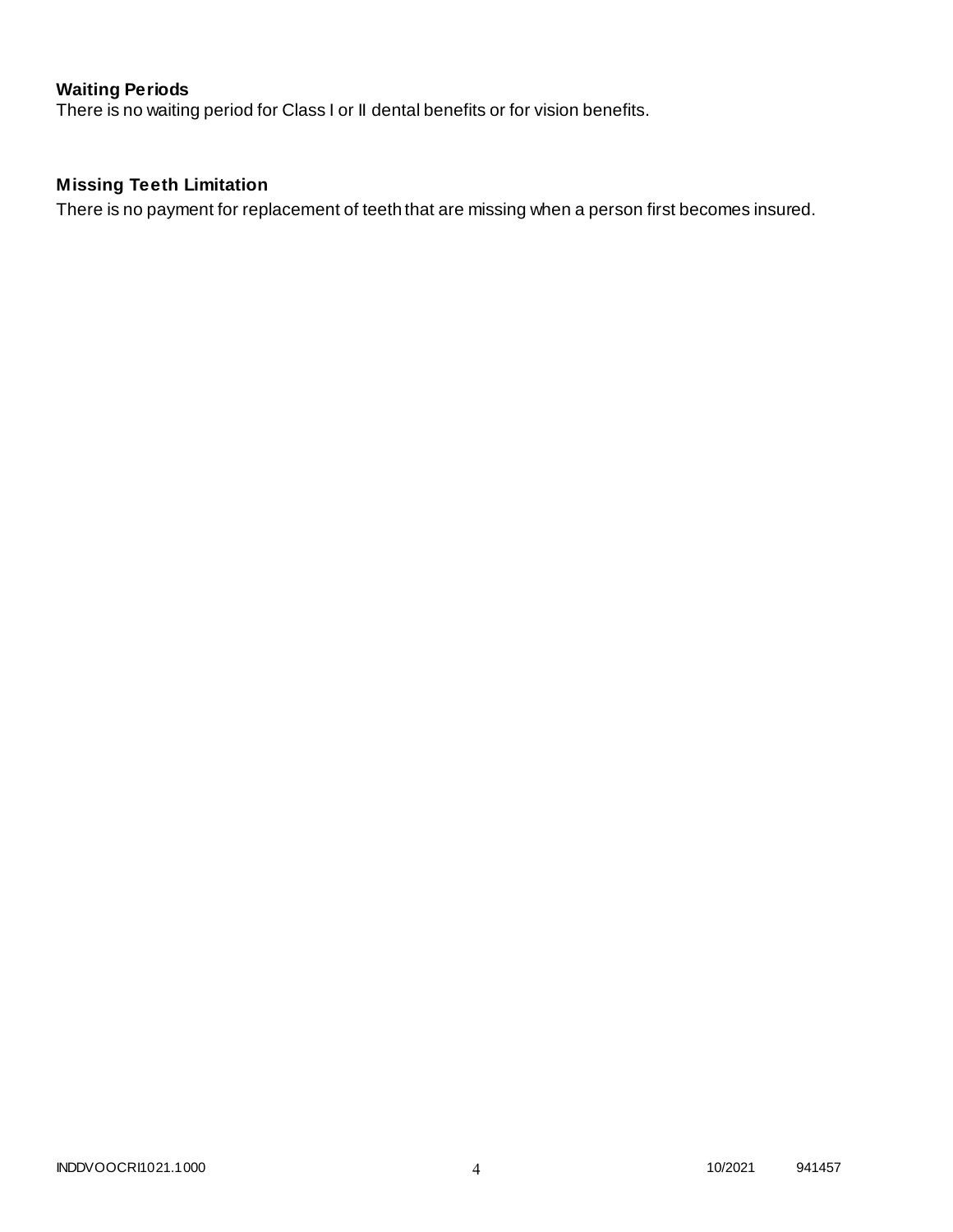### Waiting Periods

There is no waiting period for Class I or II dental benefits or for vision benefits.

### Missing Teeth Limitation

There is no payment for replacement of teeth that are missing when a person first becomes insured.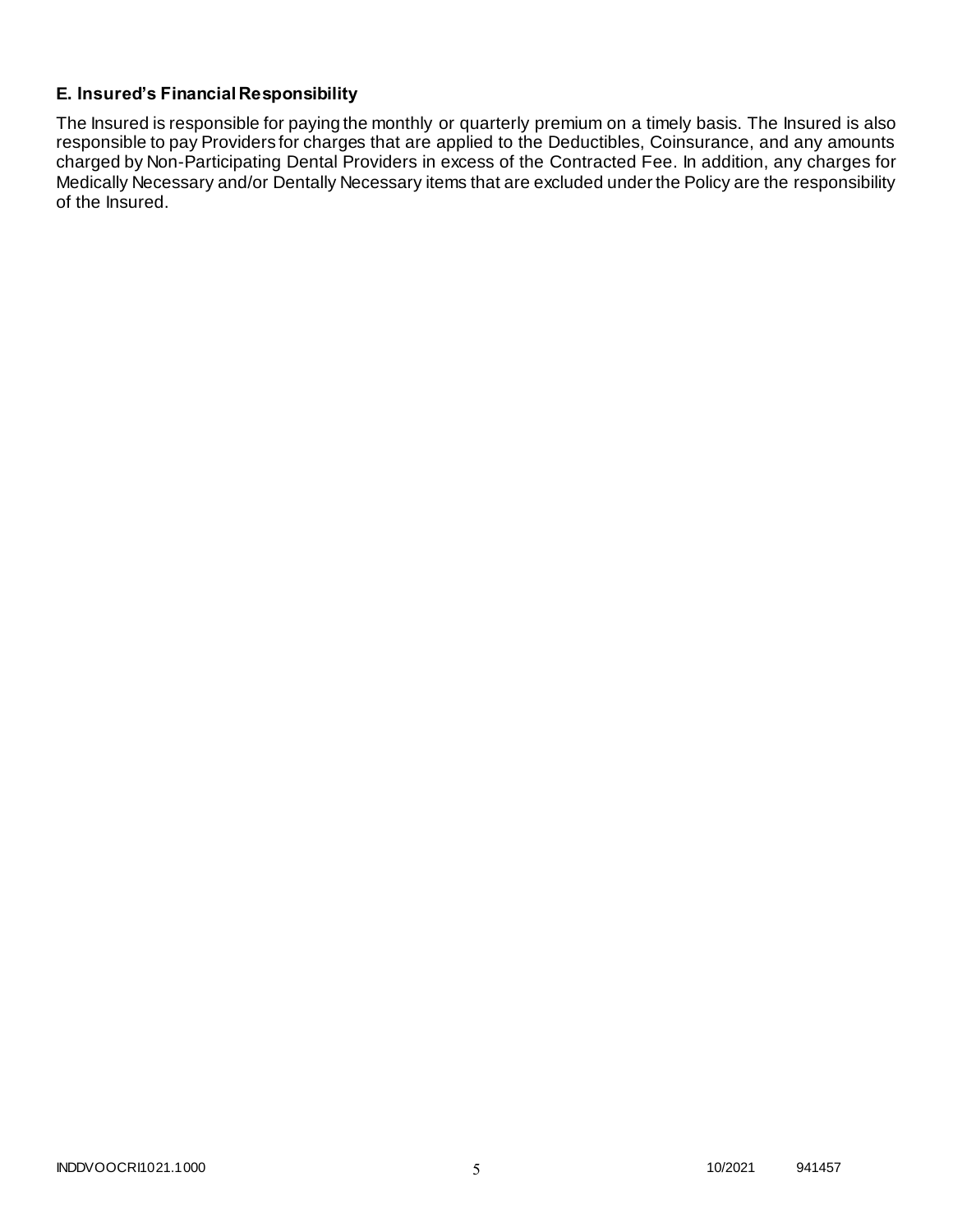### E. Insured's Financial Responsibility

The Insured is responsible for paying the monthly or quarterly premium on a timely basis. The Insured is also responsible to pay Providers for charges that are applied to the Deductibles, Coinsurance, and any amounts charged by Non-Participating Dental Providers in excess of the Contracted Fee. In addition, any charges for Medically Necessary and/or Dentally Necessary items that are excluded under the Policy are the responsibility of the Insured.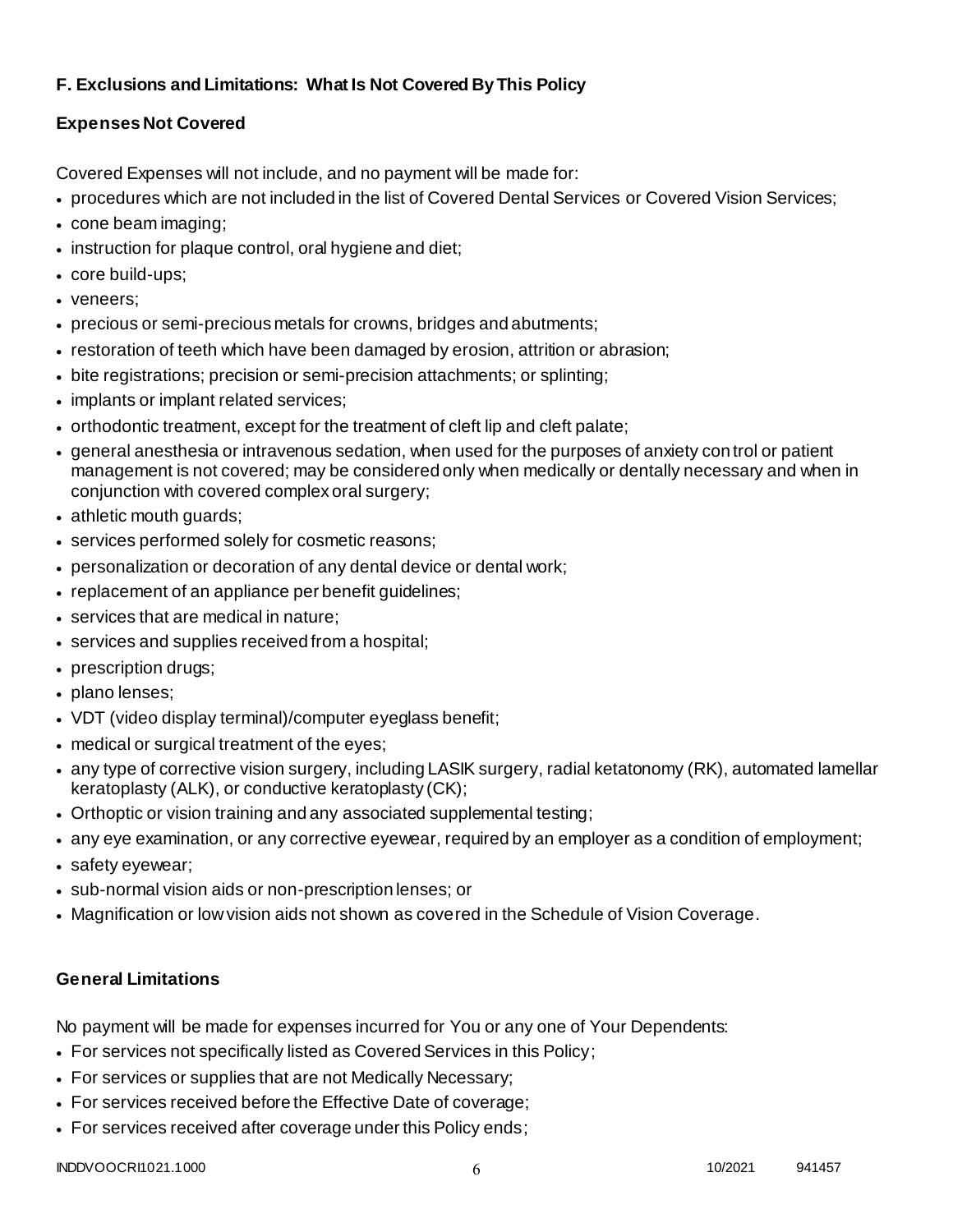## F. Exclusions and Limitations: What Is Not Covered By This Policy

### Expenses Not Covered

Covered Expenses will not include, and no payment will be made for:

- procedures which are not included in the list of Covered Dental Services or Covered Vision Services;
- cone beam imaging;
- instruction for plaque control, oral hygiene and diet;
- core build-ups;
- veneers;
- precious or semi-precious metals for crowns, bridges and abutments;
- restoration of teeth which have been damaged by erosion, attrition or abrasion;
- bite registrations; precision or semi-precision attachments; or splinting;
- implants or implant related services;
- orthodontic treatment, except for the treatment of cleft lip and cleft palate;
- general anesthesia or intravenous sedation, when used for the purposes of anxiety control or patient management is not covered; may be considered only when medically or dentally necessary and when in conjunction with covered complex oral surgery;
- athletic mouth guards;
- services performed solely for cosmetic reasons;
- personalization or decoration of any dental device or dental work;
- replacement of an appliance per benefit guidelines;
- services that are medical in nature;
- services and supplies received from a hospital;
- prescription drugs;
- plano lenses;
- VDT (video display terminal)/computer eyeglass benefit;
- medical or surgical treatment of the eyes;
- any type of corrective vision surgery, including LASIK surgery, radial ketatonomy (RK), automated lamellar keratoplasty (ALK), or conductive keratoplasty (CK);
- Orthoptic or vision training and any associated supplemental testing;
- any eye examination, or any corrective eyewear, required by an employer as a condition of employment;
- safety eyewear;
- sub-normal vision aids or non-prescription lenses; or
- Magnification or low vision aids not shown as covered in the Schedule of Vision Coverage.

### General Limitations

No payment will be made for expenses incurred for You or any one of Your Dependents:

- For services not specifically listed as Covered Services in this Policy;
- For services or supplies that are not Medically Necessary;
- For services received before the Effective Date of coverage;
- For services received after coverage under this Policy ends;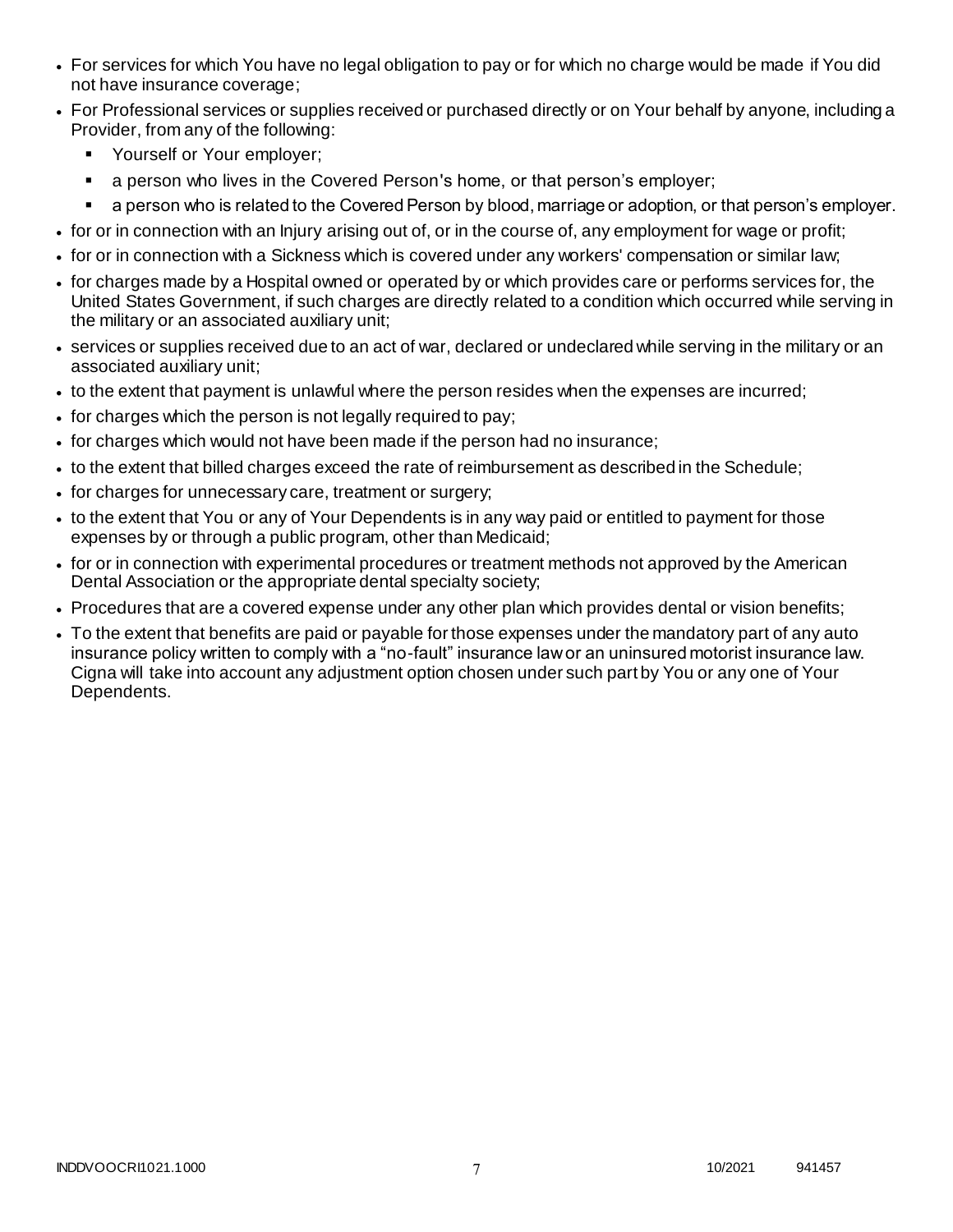- For services for which You have no legal obligation to pay or for which no charge would be made if You did not have insurance coverage;
- For Professional services or supplies received or purchased directly or on Your behalf by anyone, including a Provider, from any of the following:
  - Yourself or Your employer;
  - a person who lives in the Covered Person's home, or that person's employer;
  - a person who is related to the Covered Person by blood, marriage or adoption, or that person's employer.
- for or in connection with an Injury arising out of, or in the course of, any employment for wage or profit;
- for or in connection with a Sickness which is covered under any workers' compensation or similar law;
- for charges made by a Hospital owned or operated by or which provides care or performs services for, the United States Government, if such charges are directly related to a condition which occurred while serving in the military or an associated auxiliary unit;
- services or supplies received due to an act of war, declared or undeclared while serving in the military or an associated auxiliary unit;
- to the extent that payment is unlawful where the person resides when the expenses are incurred;
- for charges which the person is not legally required to pay;
- for charges which would not have been made if the person had no insurance;
- to the extent that billed charges exceed the rate of reimbursement as described in the Schedule;
- for charges for unnecessary care, treatment or surgery;
- to the extent that You or any of Your Dependents is in any way paid or entitled to payment for those expenses by or through a public program, other than Medicaid;
- for or in connection with experimental procedures or treatment methods not approved by the American Dental Association or the appropriate dental specialty society;
- Procedures that are a covered expense under any other plan which provides dental or vision benefits;
- To the extent that benefits are paid or payable for those expenses under the mandatory part of any auto insurance policy written to comply with a "no-fault" insurance law or an uninsured motorist insurance law. Cigna will take into account any adjustment option chosen under such part by You or any one of Your Dependents.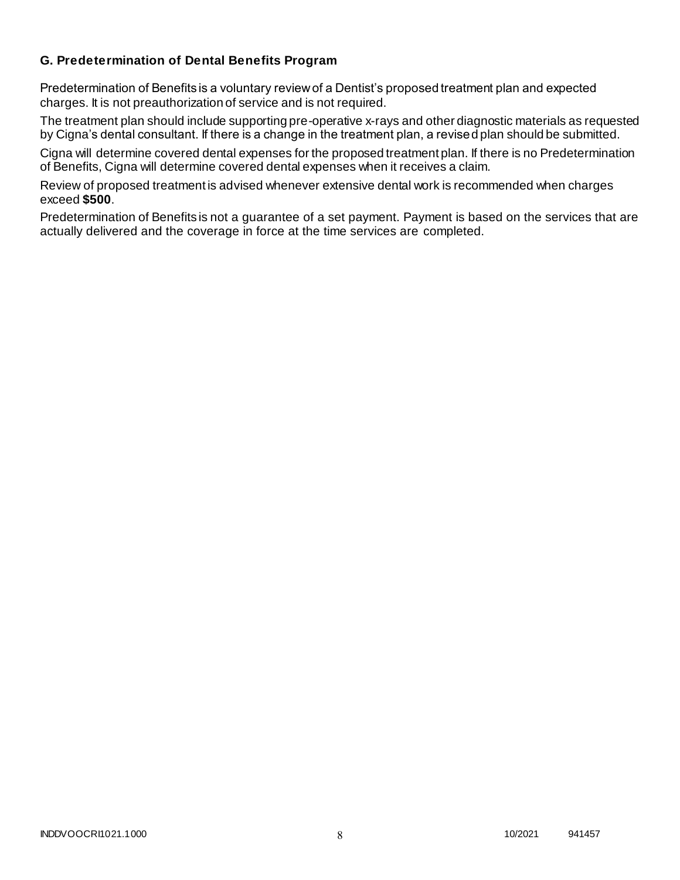### G. Predetermination of Dental Benefits Program

Predetermination of Benefits is a voluntary review of a Dentist's proposed treatment plan and expected charges. It is not preauthorization of service and is not required.

The treatment plan should include supporting pre-operative x-rays and other diagnostic materials as requested by Cigna's dental consultant. If there is a change in the treatment plan, a revised plan should be submitted.

Cigna will determine covered dental expenses for the proposed treatment plan. If there is no Predetermination of Benefits, Cigna will determine covered dental expenses when it receives a claim.

Review of proposed treatment is advised whenever extensive dental work is recommended when charges exceed **$500**.

Predetermination of Benefits is not a guarantee of a set payment. Payment is based on the services that are actually delivered and the coverage in force at the time services are completed.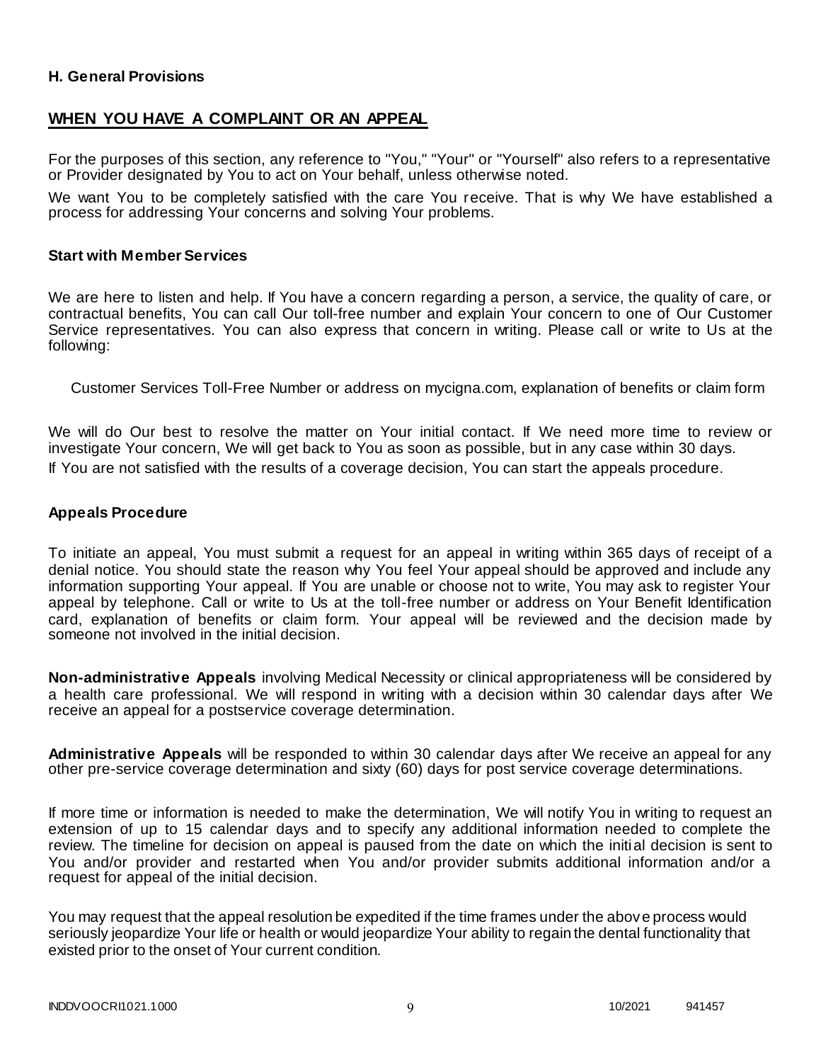### H. General Provisions

## WHEN YOU HAVE A COMPLAINT OR AN APPEAL

For the purposes of this section, any reference to "You," "Your" or "Yourself" also refers to a representative or Provider designated by You to act on Your behalf, unless otherwise noted.

We want You to be completely satisfied with the care You receive. That is why We have established a process for addressing Your concerns and solving Your problems.

### Start with Member Services

We are here to listen and help. If You have a concern regarding a person, a service, the quality of care, or contractual benefits, You can call Our toll-free number and explain Your concern to one of Our Customer Service representatives. You can also express that concern in writing. Please call or write to Us at the following:

Customer Services Toll-Free Number or address on mycigna.com, explanation of benefits or claim form

We will do Our best to resolve the matter on Your initial contact. If We need more time to review or investigate Your concern, We will get back to You as soon as possible, but in any case within 30 days.

If You are not satisfied with the results of a coverage decision, You can start the appeals procedure.

### Appeals Procedure

To initiate an appeal, You must submit a request for an appeal in writing within 365 days of receipt of a denial notice. You should state the reason why You feel Your appeal should be approved and include any information supporting Your appeal. If You are unable or choose not to write, You may ask to register Your appeal by telephone. Call or write to Us at the toll-free number or address on Your Benefit Identification card, explanation of benefits or claim form. Your appeal will be reviewed and the decision made by someone not involved in the initial decision.

**Non-administrative Appeals** involving Medical Necessity or clinical appropriateness will be considered by a health care professional. We will respond in writing with a decision within 30 calendar days after We receive an appeal for a postservice coverage determination.

**Administrative Appeals** will be responded to within 30 calendar days after We receive an appeal for any other pre-service coverage determination and sixty (60) days for post service coverage determinations.

If more time or information is needed to make the determination, We will notify You in writing to request an extension of up to 15 calendar days and to specify any additional information needed to complete the review. The timeline for decision on appeal is paused from the date on which the initial decision is sent to You and/or provider and restarted when You and/or provider submits additional information and/or a request for appeal of the initial decision.

You may request that the appeal resolution be expedited if the time frames under the above process would seriously jeopardize Your life or health or would jeopardize Your ability to regain the dental functionality that existed prior to the onset of Your current condition.

INDDVOOCRI1021.1000 10/2021 941457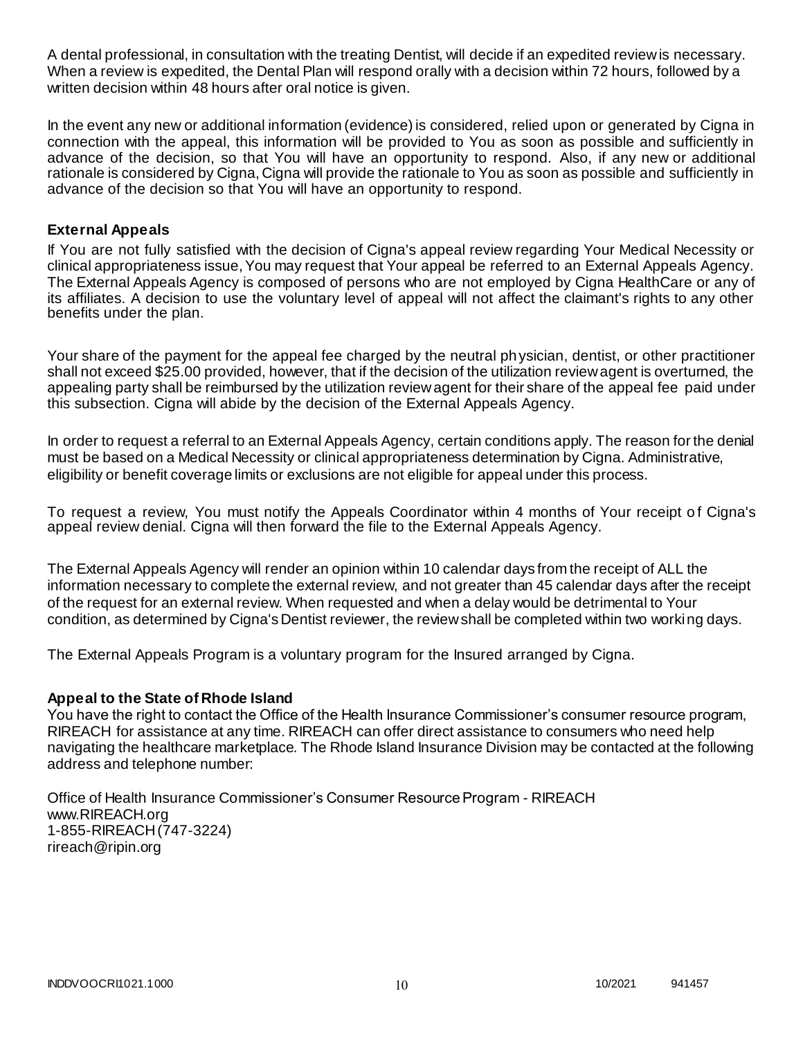A dental professional, in consultation with the treating Dentist, will decide if an expedited review is necessary. When a review is expedited, the Dental Plan will respond orally with a decision within 72 hours, followed by a written decision within 48 hours after oral notice is given.

In the event any new or additional information (evidence) is considered, relied upon or generated by Cigna in connection with the appeal, this information will be provided to You as soon as possible and sufficiently in advance of the decision, so that You will have an opportunity to respond. Also, if any new or additional rationale is considered by Cigna, Cigna will provide the rationale to You as soon as possible and sufficiently in advance of the decision so that You will have an opportunity to respond.

### External Appeals

If You are not fully satisfied with the decision of Cigna's appeal review regarding Your Medical Necessity or clinical appropriateness issue, You may request that Your appeal be referred to an External Appeals Agency. The External Appeals Agency is composed of persons who are not employed by Cigna HealthCare or any of its affiliates. A decision to use the voluntary level of appeal will not affect the claimant's rights to any other benefits under the plan.

Your share of the payment for the appeal fee charged by the neutral physician, dentist, or other practitioner shall not exceed $25.00 provided, however, that if the decision of the utilization review agent is overturned, the appealing party shall be reimbursed by the utilization review agent for their share of the appeal fee paid under this subsection. Cigna will abide by the decision of the External Appeals Agency.

In order to request a referral to an External Appeals Agency, certain conditions apply. The reason for the denial must be based on a Medical Necessity or clinical appropriateness determination by Cigna. Administrative, eligibility or benefit coverage limits or exclusions are not eligible for appeal under this process.

To request a review, You must notify the Appeals Coordinator within 4 months of Your receipt of Cigna's appeal review denial. Cigna will then forward the file to the External Appeals Agency.

The External Appeals Agency will render an opinion within 10 calendar days from the receipt of ALL the information necessary to complete the external review, and not greater than 45 calendar days after the receipt of the request for an external review. When requested and when a delay would be detrimental to Your condition, as determined by Cigna's Dentist reviewer, the review shall be completed within two working days.

The External Appeals Program is a voluntary program for the Insured arranged by Cigna.

### Appeal to the State of Rhode Island

You have the right to contact the Office of the Health Insurance Commissioner's consumer resource program, RIREACH for assistance at any time. RIREACH can offer direct assistance to consumers who need help navigating the healthcare marketplace. The Rhode Island Insurance Division may be contacted at the following address and telephone number:

Office of Health Insurance Commissioner's Consumer Resource Program - RIREACH
www.RIREACH.org
1-855-RIREACH (747-3224)
rireach@ripin.org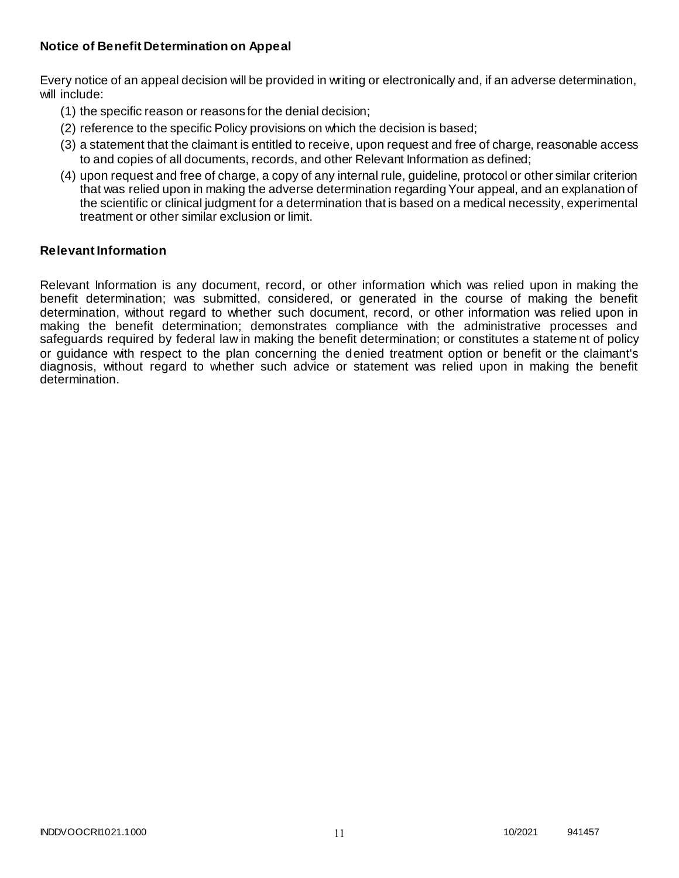**Notice of Benefit Determination on Appeal**

Every notice of an appeal decision will be provided in writing or electronically and, if an adverse determination, will include:

(1) the specific reason or reasons for the denial decision;
(2) reference to the specific Policy provisions on which the decision is based;
(3) a statement that the claimant is entitled to receive, upon request and free of charge, reasonable access to and copies of all documents, records, and other Relevant Information as defined;
(4) upon request and free of charge, a copy of any internal rule, guideline, protocol or other similar criterion that was relied upon in making the adverse determination regarding Your appeal, and an explanation of the scientific or clinical judgment for a determination that is based on a medical necessity, experimental treatment or other similar exclusion or limit.

**Relevant Information**

Relevant Information is any document, record, or other information which was relied upon in making the benefit determination; was submitted, considered, or generated in the course of making the benefit determination, without regard to whether such document, record, or other information was relied upon in making the benefit determination; demonstrates compliance with the administrative processes and safeguards required by federal law in making the benefit determination; or constitutes a statement of policy or guidance with respect to the plan concerning the denied treatment option or benefit or the claimant's diagnosis, without regard to whether such advice or statement was relied upon in making the benefit determination.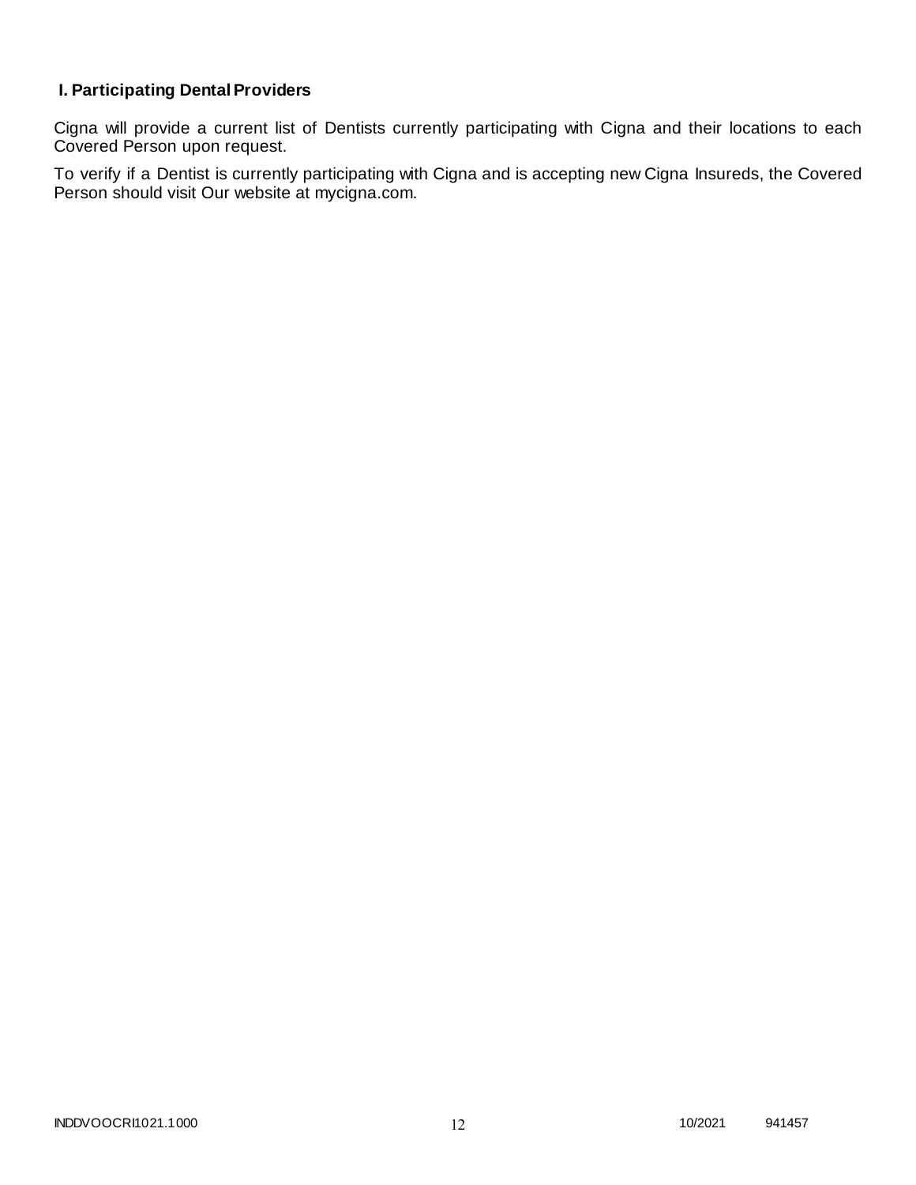## I. Participating Dental Providers

Cigna will provide a current list of Dentists currently participating with Cigna and their locations to each Covered Person upon request.

To verify if a Dentist is currently participating with Cigna and is accepting new Cigna Insureds, the Covered Person should visit Our website at mycigna.com.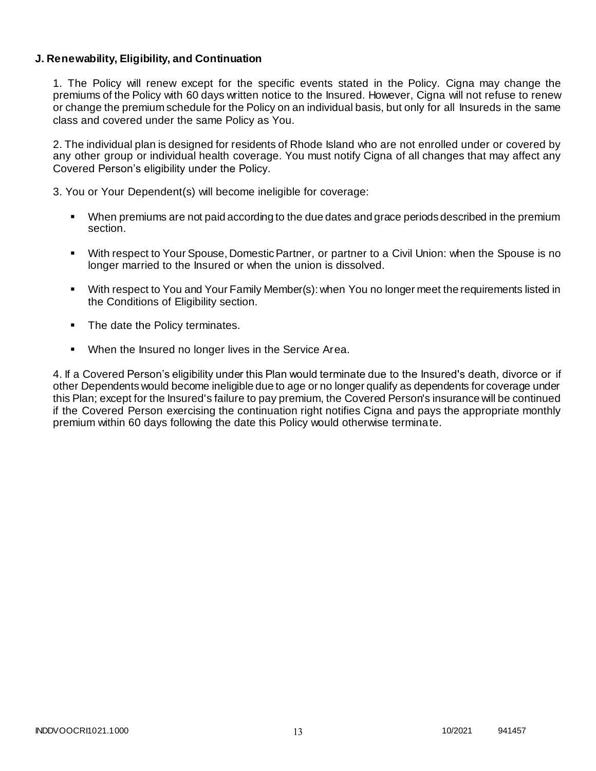**J. Renewability, Eligibility, and Continuation**

1. The Policy will renew except for the specific events stated in the Policy. Cigna may change the premiums of the Policy with 60 days written notice to the Insured. However, Cigna will not refuse to renew or change the premium schedule for the Policy on an individual basis, but only for all Insureds in the same class and covered under the same Policy as You.

2. The individual plan is designed for residents of Rhode Island who are not enrolled under or covered by any other group or individual health coverage. You must notify Cigna of all changes that may affect any Covered Person's eligibility under the Policy.

3. You or Your Dependent(s) will become ineligible for coverage:

- When premiums are not paid according to the due dates and grace periods described in the premium section.
- With respect to Your Spouse, Domestic Partner, or partner to a Civil Union: when the Spouse is no longer married to the Insured or when the union is dissolved.
- With respect to You and Your Family Member(s): when You no longer meet the requirements listed in the Conditions of Eligibility section.
- The date the Policy terminates.
- When the Insured no longer lives in the Service Area.

4. If a Covered Person's eligibility under this Plan would terminate due to the Insured's death, divorce or if other Dependents would become ineligible due to age or no longer qualify as dependents for coverage under this Plan; except for the Insured's failure to pay premium, the Covered Person's insurance will be continued if the Covered Person exercising the continuation right notifies Cigna and pays the appropriate monthly premium within 60 days following the date this Policy would otherwise terminate.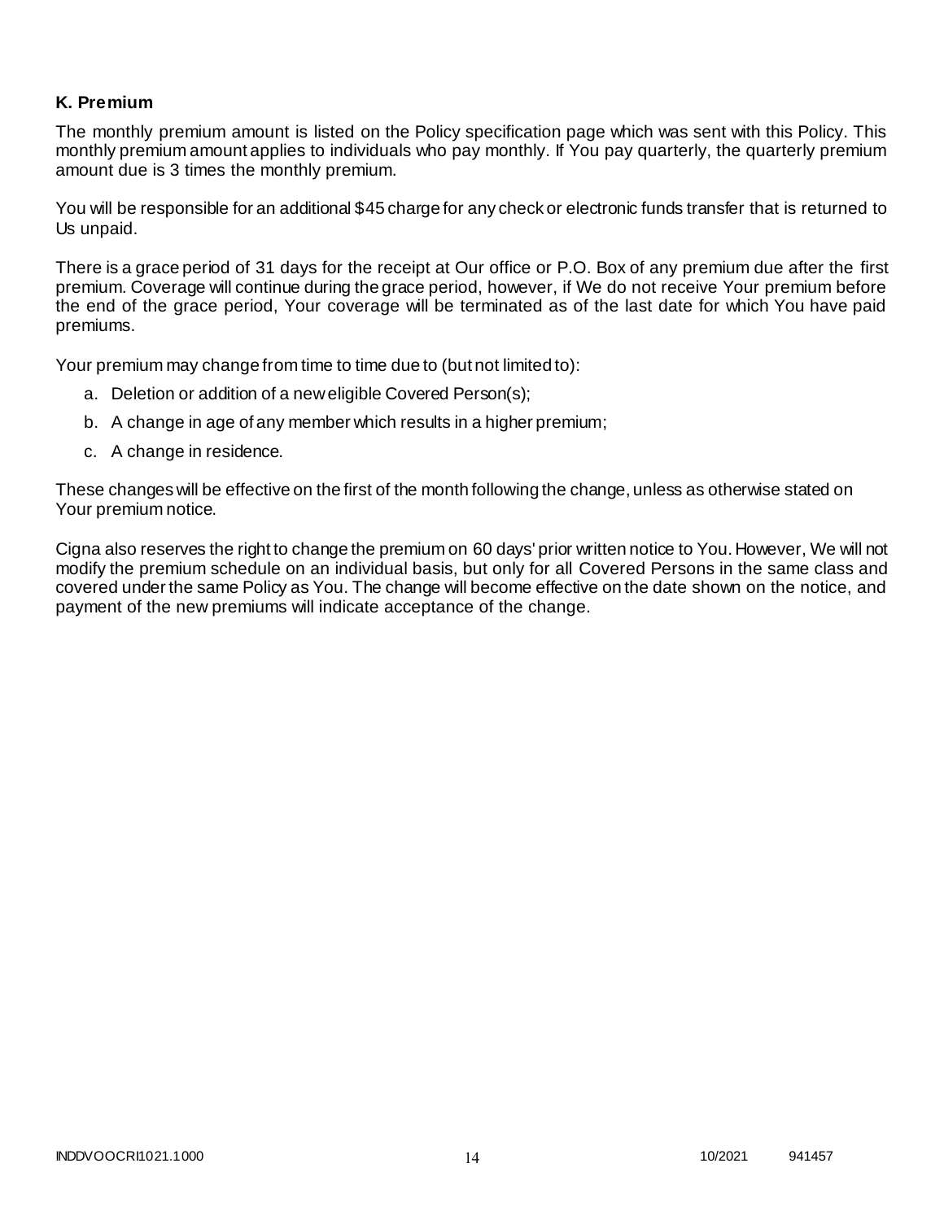**K. Premium**

The monthly premium amount is listed on the Policy specification page which was sent with this Policy. This monthly premium amount applies to individuals who pay monthly. If You pay quarterly, the quarterly premium amount due is 3 times the monthly premium.

You will be responsible for an additional $45 charge for any check or electronic funds transfer that is returned to Us unpaid.

There is a grace period of 31 days for the receipt at Our office or P.O. Box of any premium due after the first premium. Coverage will continue during the grace period, however, if We do not receive Your premium before the end of the grace period, Your coverage will be terminated as of the last date for which You have paid premiums.

Your premium may change from time to time due to (but not limited to):

a. Deletion or addition of a new eligible Covered Person(s);
b. A change in age of any member which results in a higher premium;
c. A change in residence.

These changes will be effective on the first of the month following the change, unless as otherwise stated on Your premium notice.

Cigna also reserves the right to change the premium on 60 days' prior written notice to You. However, We will not modify the premium schedule on an individual basis, but only for all Covered Persons in the same class and covered under the same Policy as You. The change will become effective on the date shown on the notice, and payment of the new premiums will indicate acceptance of the change.